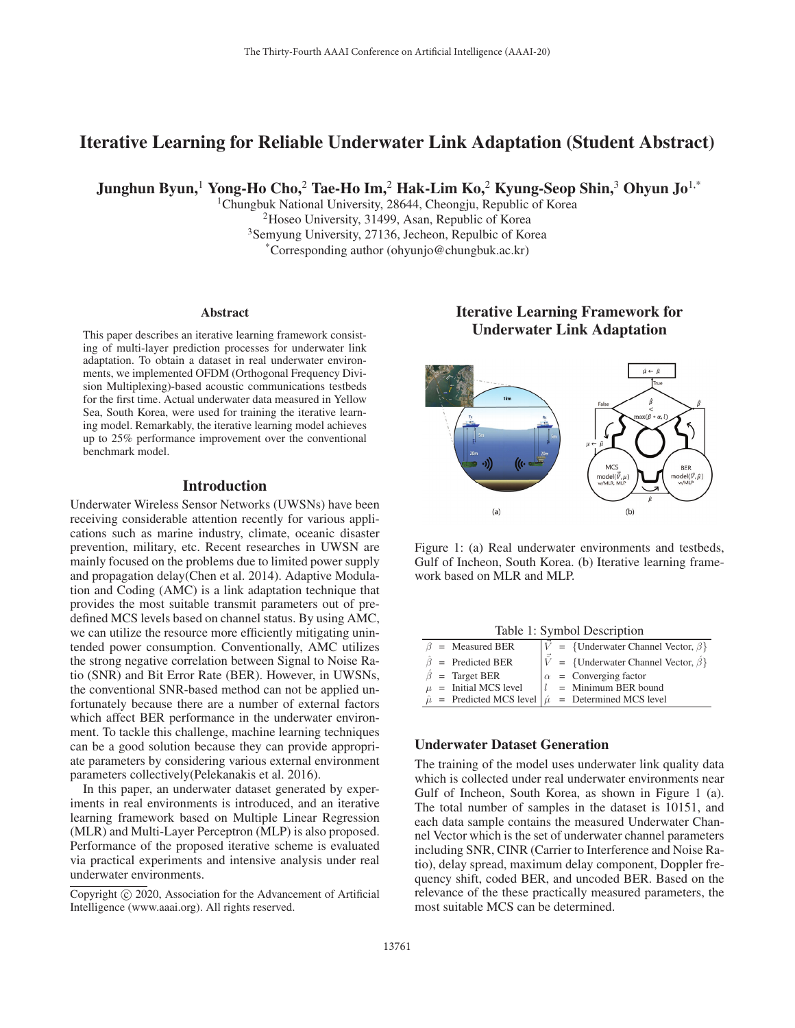# Iterative Learning for Reliable Underwater Link Adaptation (Student Abstract)

**Junghun Byun,[1] Yong-Ho Cho,[2] Tae-Ho Im,[2] Hak-Lim Ko,[2] Kyung-Seop Shin,[3] Ohyun Jo[1,*]**

[1]Chungbuk National University, 28644, Cheongju, Republic of Korea
[2]Hoseo University, 31499, Asan, Republic of Korea
[3]Semyung University, 27136, Jecheon, Repulbic of Korea
[*]Corresponding author (ohyunjo@chungbuk.ac.kr)

## Abstract

This paper describes an iterative learning framework consisting of multi-layer prediction processes for underwater link adaptation. To obtain a dataset in real underwater environments, we implemented OFDM (Orthogonal Frequency Division Multiplexing)-based acoustic communications testbeds for the first time. Actual underwater data measured in Yellow Sea, South Korea, were used for training the iterative learning model. Remarkably, the iterative learning model achieves up to 25% performance improvement over the conventional benchmark model.

## Introduction

Underwater Wireless Sensor Networks (UWSNs) have been receiving considerable attention recently for various applications such as marine industry, climate, oceanic disaster prevention, military, etc. Recent researches in UWSN are mainly focused on the problems due to limited power supply and propagation delay(Chen et al. 2014). Adaptive Modulation and Coding (AMC) is a link adaptation technique that provides the most suitable transmit parameters out of predefined MCS levels based on channel status. By using AMC, we can utilize the resource more efficiently mitigating unintended power consumption. Conventionally, AMC utilizes the strong negative correlation between Signal to Noise Ratio (SNR) and Bit Error Rate (BER). However, in UWSNs, the conventional SNR-based method can not be applied unfortunately because there are a number of external factors which affect BER performance in the underwater environment. To tackle this challenge, machine learning techniques can be a good solution because they can provide appropriate parameters by considering various external environment parameters collectively(Pelekanakis et al. 2016).

In this paper, an underwater dataset generated by experiments in real environments is introduced, and an iterative learning framework based on Multiple Linear Regression (MLR) and Multi-Layer Perceptron (MLP) is also proposed. Performance of the proposed iterative scheme is evaluated via practical experiments and intensive analysis under real underwater environments.

Copyright © 2020, Association for the Advancement of Artificial Intelligence (www.aaai.org). All rights reserved.

## Iterative Learning Framework for Underwater Link Adaptation

Figure 1: (a) Real underwater environments and testbeds, Gulf of Incheon, South Korea. (b) Iterative learning framework based on MLR and MLP.

Table 1: Symbol Description

| | | | |
|---|---|---|---|
| $\beta$ | = Measured BER | $\vec{V}$ | = {Underwater Channel Vector, $\beta$} |
| $\hat{\beta}$ | = Predicted BER | $\vec{\hat{V}}$ | = {Underwater Channel Vector, $\hat{\beta}$} |
| $\acute{\beta}$ | = Target BER | $\alpha$ | = Converging factor |
| $\mu$ | = Initial MCS level | $l$ | = Minimum BER bound |
| $\hat{\mu}$ | = Predicted MCS level | $\acute{\mu}$ | = Determined MCS level |

### Underwater Dataset Generation

The training of the model uses underwater link quality data which is collected under real underwater environments near Gulf of Incheon, South Korea, as shown in Figure 1 (a). The total number of samples in the dataset is 10151, and each data sample contains the measured Underwater Channel Vector which is the set of underwater channel parameters including SNR, CINR (Carrier to Interference and Noise Ratio), delay spread, maximum delay component, Doppler frequency shift, coded BER, and uncoded BER. Based on the relevance of the these practically measured parameters, the most suitable MCS can be determined.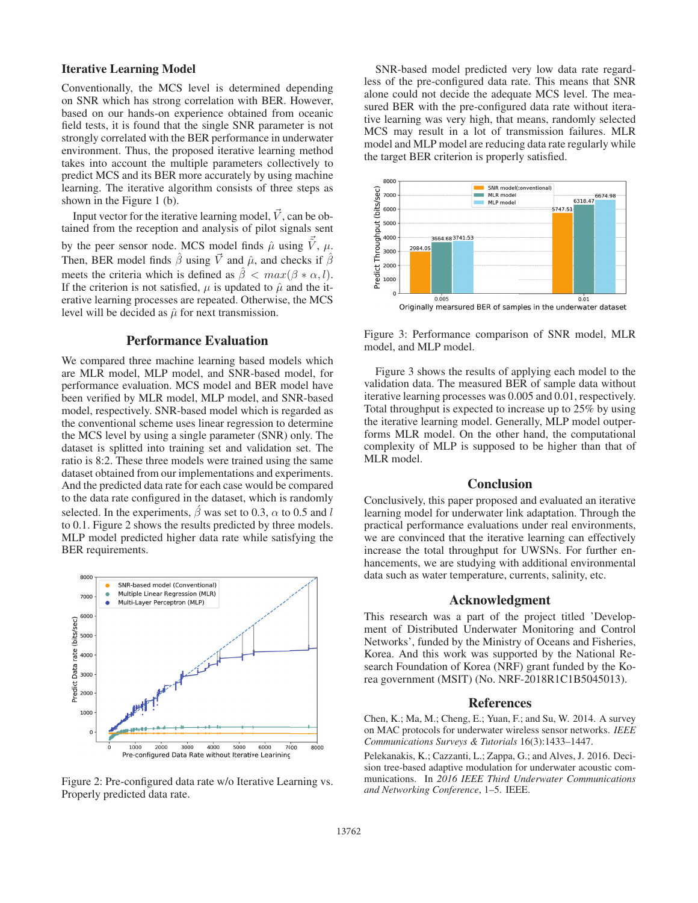### Iterative Learning Model

Conventionally, the MCS level is determined depending on SNR which has strong correlation with BER. However, based on our hands-on experience obtained from oceanic field tests, it is found that the single SNR parameter is not strongly correlated with the BER performance in underwater environment. Thus, the proposed iterative learning method takes into account the multiple parameters collectively to predict MCS and its BER more accurately by using machine learning. The iterative algorithm consists of three steps as shown in the Figure 1 (b).

Input vector for the iterative learning model, $\vec{V}$, can be obtained from the reception and analysis of pilot signals sent by the peer sensor node. MCS model finds $\hat{\mu}$ using $\vec{V}$, $\mu$. Then, BER model finds $\hat{\beta}$ using $\vec{V}$ and $\hat{\mu}$, and checks if $\hat{\beta}$ meets the criteria which is defined as $\hat{\beta} < max(\beta * \alpha, l)$. If the criterion is not satisfied, $\mu$ is updated to $\hat{\mu}$ and the iterative learning processes are repeated. Otherwise, the MCS level will be decided as $\hat{\mu}$ for next transmission.

## Performance Evaluation

We compared three machine learning based models which are MLR model, MLP model, and SNR-based model, for performance evaluation. MCS model and BER model have been verified by MLR model, MLP model, and SNR-based model, respectively. SNR-based model which is regarded as the conventional scheme uses linear regression to determine the MCS level by using a single parameter (SNR) only. The dataset is splitted into training set and validation set. The ratio is 8:2. These three models were trained using the same dataset obtained from our implementations and experiments. And the predicted data rate for each case would be compared to the data rate configured in the dataset, which is randomly selected. In the experiments, $\hat{\beta}$ was set to 0.3, $\alpha$ to 0.5 and $l$ to 0.1. Figure 2 shows the results predicted by three models. MLP model predicted higher data rate while satisfying the BER requirements.

SNR-based model (Conventional)
Multiple Linear Regression (MLR)
Multi-Layer Perceptron (MLP)
Predict Data rate (bits/sec)
Pre-configured Data Rate without Iterative Learning
0 1000 2000 3000 4000 5000 6000 7000 8000

Figure 2: Pre-configured data rate w/o Iterative Learning vs. Properly predicted data rate.

SNR-based model predicted very low data rate regardless of the pre-configured data rate. This means that SNR alone could not decide the adequate MCS level. The measured BER with the pre-configured data rate without iterative learning was very high, that means, randomly selected MCS may result in a lot of transmission failures. MLR model and MLP model are reducing data rate regularly while the target BER criterion is properly satisfied.

SNR model(conventional)
MLR model
MLP model
Predict Throughput (bits/sec)
2984.05 3664.68 3741.53 5747.51 6318.47 6674.98
0.005 0.01
Originally mearsured BER of samples in the underwater dataset

Figure 3: Performance comparison of SNR model, MLR model, and MLP model.

Figure 3 shows the results of applying each model to the validation data. The measured BER of sample data without iterative learning processes was 0.005 and 0.01, respectively. Total throughput is expected to increase up to 25% by using the iterative learning model. Generally, MLP model outperforms MLR model. On the other hand, the computational complexity of MLP is supposed to be higher than that of MLR model.

## Conclusion

Conclusively, this paper proposed and evaluated an iterative learning model for underwater link adaptation. Through the practical performance evaluations under real environments, we are convinced that the iterative learning can effectively increase the total throughput for UWSNs. For further enhancements, we are studying with additional environmental data such as water temperature, currents, salinity, etc.

## Acknowledgment

This research was a part of the project titled 'Development of Distributed Underwater Monitoring and Control Networks', funded by the Ministry of Oceans and Fisheries, Korea. And this work was supported by the National Research Foundation of Korea (NRF) grant funded by the Korea government (MSIT) (No. NRF-2018R1C1B5045013).

## References

Chen, K.; Ma, M.; Cheng, E.; Yuan, F.; and Su, W. 2014. A survey on MAC protocols for underwater wireless sensor networks. *IEEE Communications Surveys & Tutorials* 16(3):1433–1447.

Pelekanakis, K.; Cazzanti, L.; Zappa, G.; and Alves, J. 2016. Decision tree-based adaptive modulation for underwater acoustic communications. In *2016 IEEE Third Underwater Communications and Networking Conference*, 1–5. IEEE.